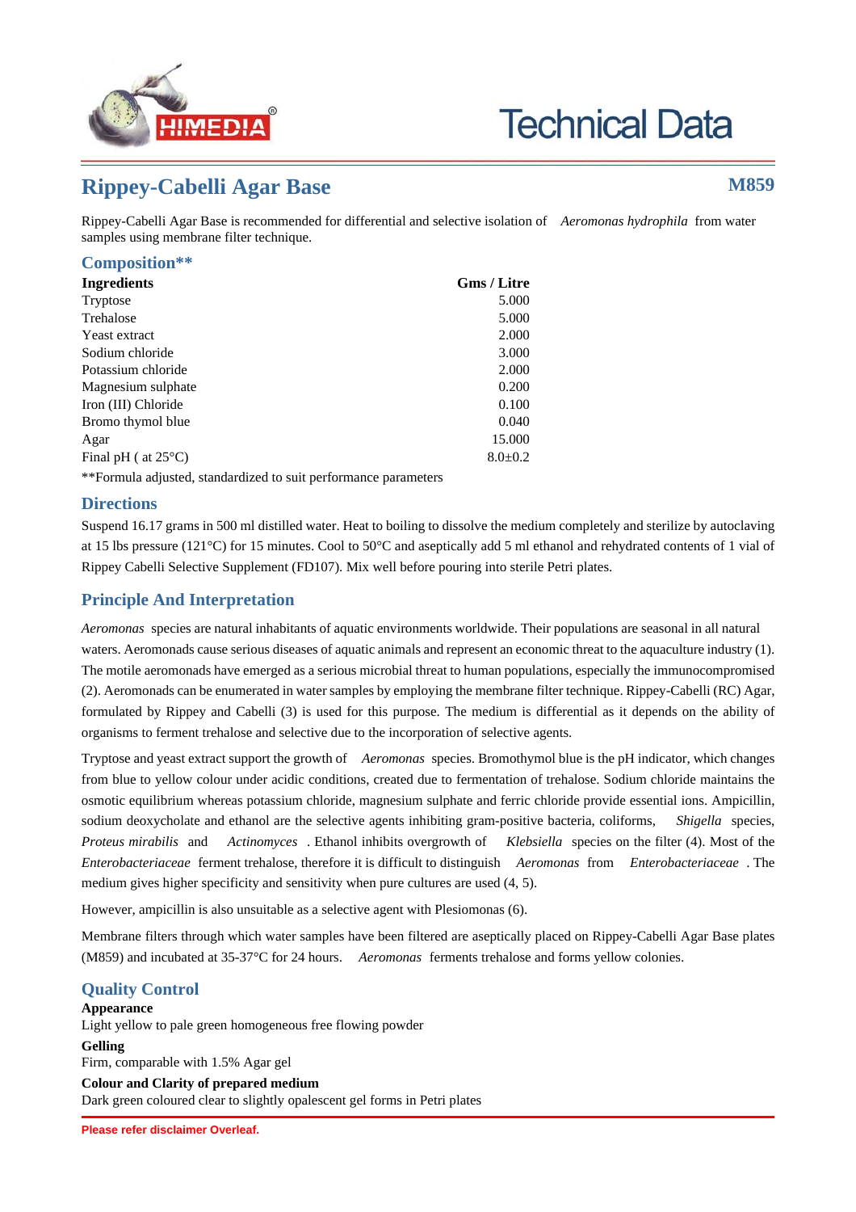# Rippey-Cabelli Agar Base

**M859**

Rippey-Cabelli Agar Base is recommended for differential and selective isolation of *Aeromonas hydrophila* from water samples using membrane filter technique.

## Composition**

| Ingredients | Gms / Litre |
|---|---|
| Tryptose | 5.000 |
| Trehalose | 5.000 |
| Yeast extract | 2.000 |
| Sodium chloride | 3.000 |
| Potassium chloride | 2.000 |
| Magnesium sulphate | 0.200 |
| Iron (III) Chloride | 0.100 |
| Bromo thymol blue | 0.040 |
| Agar | 15.000 |
| Final pH ( at 25°C) | 8.0±0.2 |

**Formula adjusted, standardized to suit performance parameters

## Directions

Suspend 16.17 grams in 500 ml distilled water. Heat to boiling to dissolve the medium completely and sterilize by autoclaving at 15 lbs pressure (121°C) for 15 minutes. Cool to 50°C and aseptically add 5 ml ethanol and rehydrated contents of 1 vial of Rippey Cabelli Selective Supplement (FD107). Mix well before pouring into sterile Petri plates.

## Principle And Interpretation

*Aeromonas* species are natural inhabitants of aquatic environments worldwide. Their populations are seasonal in all natural waters. Aeromonads cause serious diseases of aquatic animals and represent an economic threat to the aquaculture industry (1). The motile aeromonads have emerged as a serious microbial threat to human populations, especially the immunocompromised (2). Aeromonads can be enumerated in water samples by employing the membrane filter technique. Rippey-Cabelli (RC) Agar, formulated by Rippey and Cabelli (3) is used for this purpose. The medium is differential as it depends on the ability of organisms to ferment trehalose and selective due to the incorporation of selective agents.

Tryptose and yeast extract support the growth of *Aeromonas* species. Bromothymol blue is the pH indicator, which changes from blue to yellow colour under acidic conditions, created due to fermentation of trehalose. Sodium chloride maintains the osmotic equilibrium whereas potassium chloride, magnesium sulphate and ferric chloride provide essential ions. Ampicillin, sodium deoxycholate and ethanol are the selective agents inhibiting gram-positive bacteria, coliforms, *Shigella* species, *Proteus mirabilis* and *Actinomyces* . Ethanol inhibits overgrowth of *Klebsiella* species on the filter (4). Most of the *Enterobacteriaceae* ferment trehalose, therefore it is difficult to distinguish *Aeromonas* from *Enterobacteriaceae* . The medium gives higher specificity and sensitivity when pure cultures are used (4, 5).

However, ampicillin is also unsuitable as a selective agent with Plesiomonas (6).

Membrane filters through which water samples have been filtered are aseptically placed on Rippey-Cabelli Agar Base plates (M859) and incubated at 35-37°C for 24 hours. *Aeromonas* ferments trehalose and forms yellow colonies.

## Quality Control

**Appearance**

Light yellow to pale green homogeneous free flowing powder

**Gelling**

Firm, comparable with 1.5% Agar gel

**Colour and Clarity of prepared medium**

Dark green coloured clear to slightly opalescent gel forms in Petri plates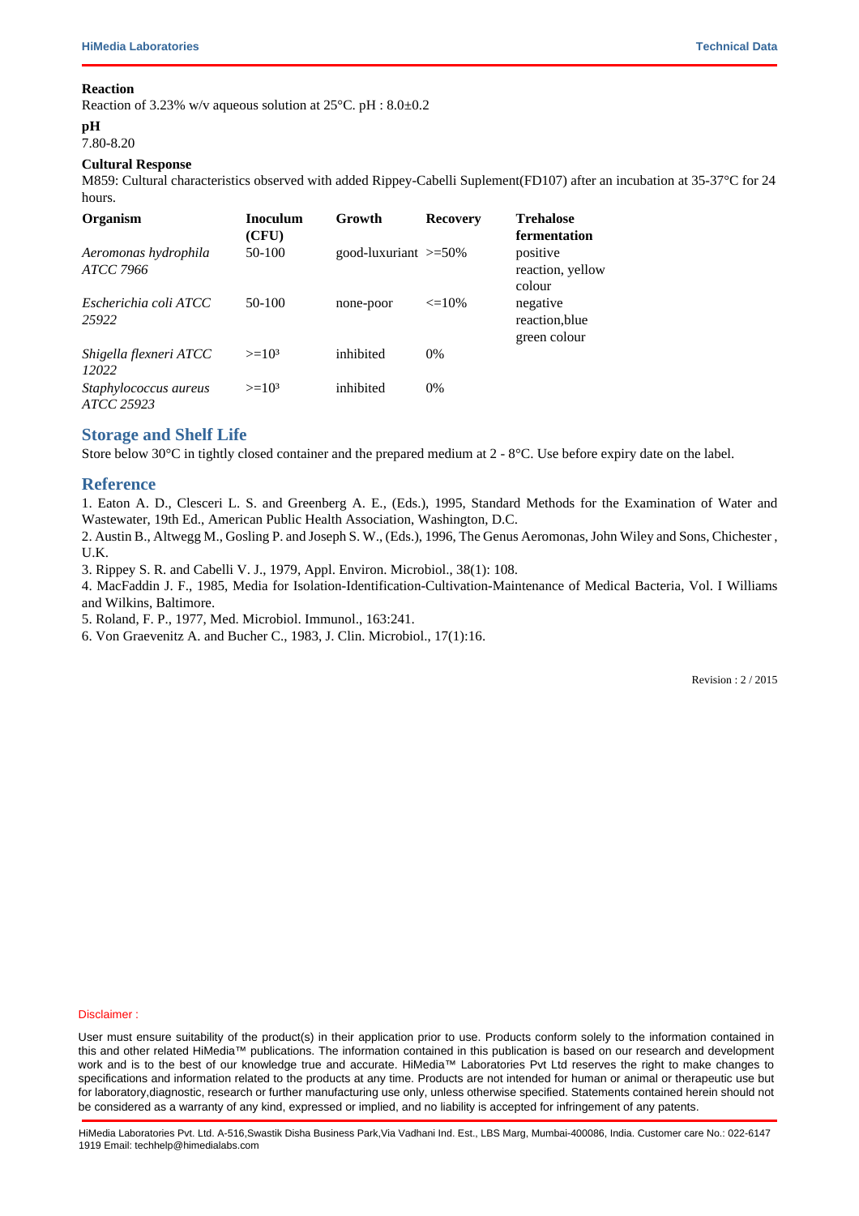**Reaction**

Reaction of 3.23% w/v aqueous solution at 25°C. pH : 8.0±0.2

**pH**

7.80-8.20

**Cultural Response**

M859: Cultural characteristics observed with added Rippey-Cabelli Suplement(FD107) after an incubation at 35-37°C for 24 hours.

| Organism | Inoculum (CFU) | Growth | Recovery | Trehalose fermentation |
|---|---|---|---|---|
| *Aeromonas hydrophila ATCC 7966* | 50-100 | good-luxuriant | >=50% | positive reaction, yellow colour |
| *Escherichia coli ATCC 25922* | 50-100 | none-poor | <=10% | negative reaction,blue green colour |
| *Shigella flexneri ATCC 12022* | $>=10^3$ | inhibited | 0% | |
| *Staphylococcus aureus ATCC 25923* | $>=10^3$ | inhibited | 0% | |

## Storage and Shelf Life

Store below 30°C in tightly closed container and the prepared medium at 2 - 8°C. Use before expiry date on the label.

## Reference

1. Eaton A. D., Clesceri L. S. and Greenberg A. E., (Eds.), 1995, Standard Methods for the Examination of Water and Wastewater, 19th Ed., American Public Health Association, Washington, D.C.
2. Austin B., Altwegg M., Gosling P. and Joseph S. W., (Eds.), 1996, The Genus Aeromonas, John Wiley and Sons, Chichester , U.K.
3. Rippey S. R. and Cabelli V. J., 1979, Appl. Environ. Microbiol., 38(1): 108.
4. MacFaddin J. F., 1985, Media for Isolation-Identification-Cultivation-Maintenance of Medical Bacteria, Vol. I Williams and Wilkins, Baltimore.
5. Roland, F. P., 1977, Med. Microbiol. Immunol., 163:241.
6. Von Graevenitz A. and Bucher C., 1983, J. Clin. Microbiol., 17(1):16.

Revision : 2 / 2015

Disclaimer :

User must ensure suitability of the product(s) in their application prior to use. Products conform solely to the information contained in this and other related HiMedia™ publications. The information contained in this publication is based on our research and development work and is to the best of our knowledge true and accurate. HiMedia™ Laboratories Pvt Ltd reserves the right to make changes to specifications and information related to the products at any time. Products are not intended for human or animal or therapeutic use but for laboratory,diagnostic, research or further manufacturing use only, unless otherwise specified. Statements contained herein should not be considered as a warranty of any kind, expressed or implied, and no liability is accepted for infringement of any patents.

HiMedia Laboratories Pvt. Ltd. A-516,Swastik Disha Business Park,Via Vadhani Ind. Est., LBS Marg, Mumbai-400086, India. Customer care No.: 022-6147 1919 Email: techhelp@himedialabs.com